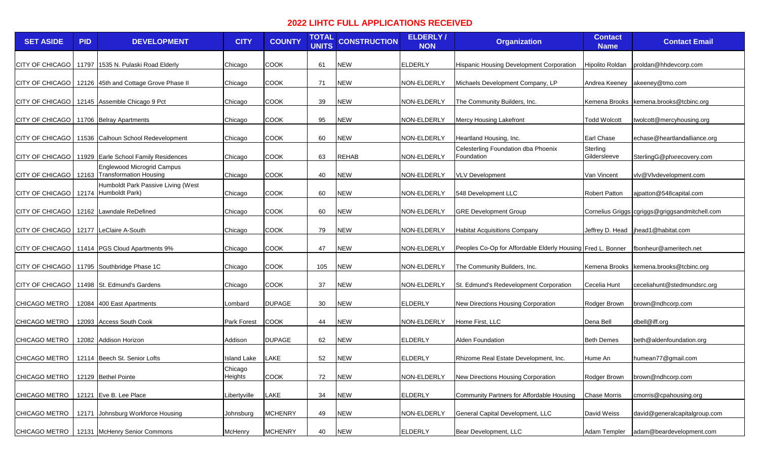# 2022 LIHTC FULL APPLICATIONS RECEIVED

| SET ASIDE | PID | DEVELOPMENT | CITY | COUNTY | TOTAL UNITS | CONSTRUCTION | ELDERLY / NON | Organization | Contact Name | Contact Email |
|---|---|---|---|---|---|---|---|---|---|---|
| CITY OF CHICAGO | 11797 | 1535 N. Pulaski Road Elderly | Chicago | COOK | 61 | NEW | ELDERLY | Hispanic Housing Development Corporation | Hipolito Roldan | proldan@hhdevcorp.com |
| CITY OF CHICAGO | 12126 | 45th and Cottage Grove Phase II | Chicago | COOK | 71 | NEW | NON-ELDERLY | Michaels Development Company, LP | Andrea Keeney | akeeney@tmo.com |
| CITY OF CHICAGO | 12145 | Assemble Chicago 9 Pct | Chicago | COOK | 39 | NEW | NON-ELDERLY | The Community Builders, Inc. | Kemena Brooks | kemena.brooks@tcbinc.org |
| CITY OF CHICAGO | 11706 | Belray Apartments | Chicago | COOK | 95 | NEW | NON-ELDERLY | Mercy Housing Lakefront | Todd Wolcott | twolcott@mercyhousing.org |
| CITY OF CHICAGO | 11536 | Calhoun School Redevelopment | Chicago | COOK | 60 | NEW | NON-ELDERLY | Heartland Housing, Inc. | Earl Chase | echase@heartlandalliance.org |
| CITY OF CHICAGO | 11929 | Earle School Family Residences | Chicago | COOK | 63 | REHAB | NON-ELDERLY | Celesterling Foundation dba Phoenix Foundation | Sterling Gildersleeve | SterlingG@phxrecovery.com |
| CITY OF CHICAGO | 12163 | Englewood Microgrid Campus Transformation Housing | Chicago | COOK | 40 | NEW | NON-ELDERLY | VLV Development | Van Vincent | vlv@Vlvdevelopment.com |
| CITY OF CHICAGO | 12174 | Humboldt Park Passive Living (West Humboldt Park) | Chicago | COOK | 60 | NEW | NON-ELDERLY | 548 Development LLC | Robert Patton | ajpatton@548capital.com |
| CITY OF CHICAGO | 12162 | Lawndale ReDefined | Chicago | COOK | 60 | NEW | NON-ELDERLY | GRE Development Group | Cornelius Griggs | cgriggs@griggsandmitchell.com |
| CITY OF CHICAGO | 12177 | LeClaire A-South | Chicago | COOK | 79 | NEW | NON-ELDERLY | Habitat Acquisitions Company | Jeffrey D. Head | jhead1@habitat.com |
| CITY OF CHICAGO | 11414 | PGS Cloud Apartments 9% | Chicago | COOK | 47 | NEW | NON-ELDERLY | Peoples Co-Op for Affordable Elderly Housing | Fred L. Bonner | fbonheur@ameritech.net |
| CITY OF CHICAGO | 11795 | Southbridge Phase 1C | Chicago | COOK | 105 | NEW | NON-ELDERLY | The Community Builders, Inc. | Kemena Brooks | kemena.brooks@tcbinc.org |
| CITY OF CHICAGO | 11498 | St. Edmund's Gardens | Chicago | COOK | 37 | NEW | NON-ELDERLY | St. Edmund's Redevelopment Corporation | Cecelia Hunt | ceceliahunt@stedmundsrc.org |
| CHICAGO METRO | 12084 | 400 East Apartments | Lombard | DUPAGE | 30 | NEW | ELDERLY | New Directions Housing Corporation | Rodger Brown | brown@ndhcorp.com |
| CHICAGO METRO | 12093 | Access South Cook | Park Forest | COOK | 44 | NEW | NON-ELDERLY | Home First, LLC | Dena Bell | dbell@iff.org |
| CHICAGO METRO | 12082 | Addison Horizon | Addison | DUPAGE | 62 | NEW | ELDERLY | Alden Foundation | Beth Demes | beth@aldenfoundation.org |
| CHICAGO METRO | 12114 | Beech St. Senior Lofts | Island Lake | LAKE | 52 | NEW | ELDERLY | Rhizome Real Estate Development, Inc. | Hume An | humean77@gmail.com |
| CHICAGO METRO | 12129 | Bethel Pointe | Chicago Heights | COOK | 72 | NEW | NON-ELDERLY | New Directions Housing Corporation | Rodger Brown | brown@ndhcorp.com |
| CHICAGO METRO | 12121 | Eve B. Lee Place | Libertyville | LAKE | 34 | NEW | ELDERLY | Community Partners for Affordable Housing | Chase Morris | cmorris@cpahousing.org |
| CHICAGO METRO | 12171 | Johnsburg Workforce Housing | Johnsburg | MCHENRY | 49 | NEW | NON-ELDERLY | General Capital Development, LLC | David Weiss | david@generalcapitalgroup.com |
| CHICAGO METRO | 12131 | McHenry Senior Commons | McHenry | MCHENRY | 40 | NEW | ELDERLY | Bear Development, LLC | Adam Templer | adam@beardevelopment.com |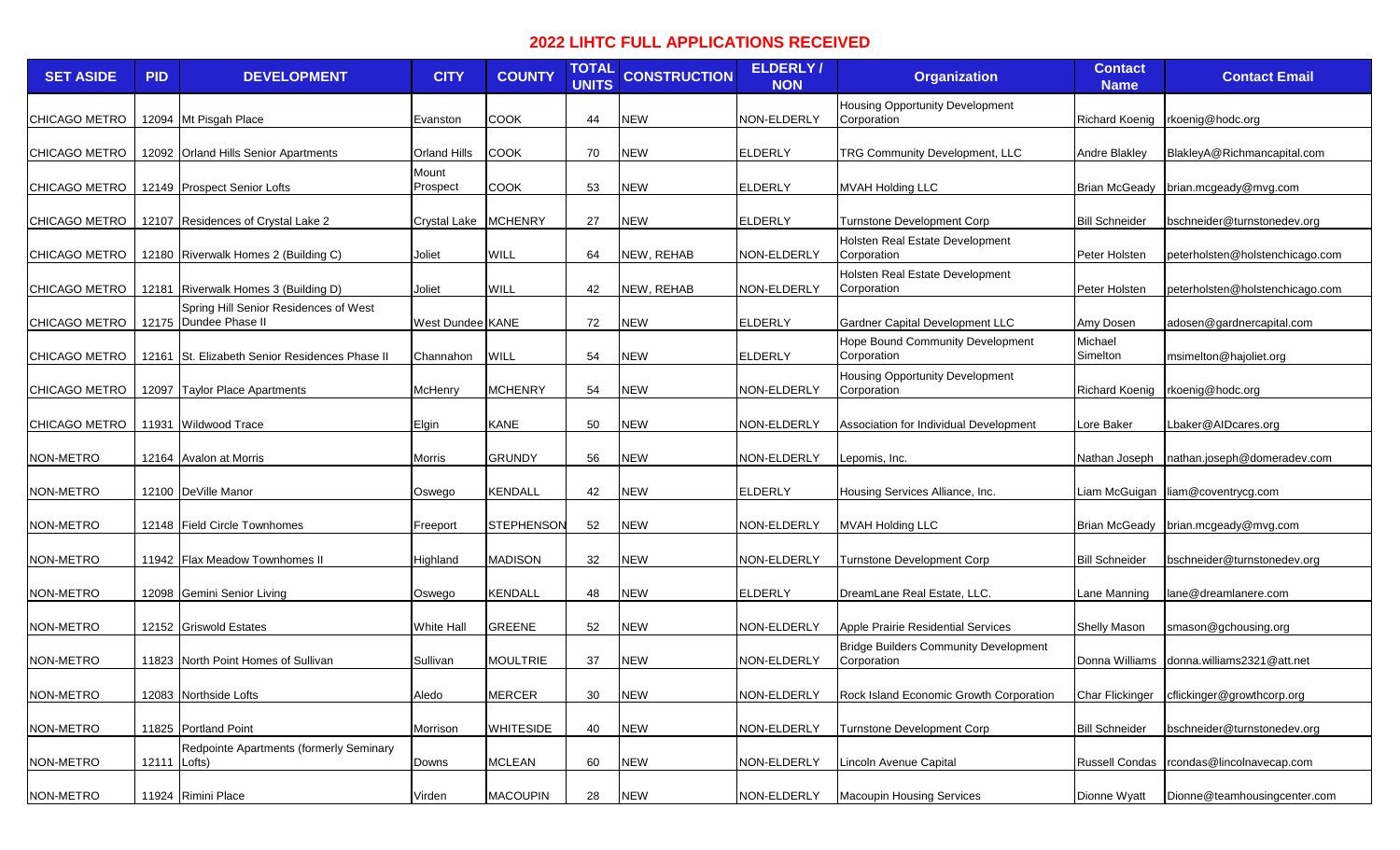# 2022 LIHTC FULL APPLICATIONS RECEIVED

| SET ASIDE | PID | DEVELOPMENT | CITY | COUNTY | TOTAL UNITS | CONSTRUCTION | ELDERLY / NON | Organization | Contact Name | Contact Email |
|---|---|---|---|---|---|---|---|---|---|---|
| CHICAGO METRO | 12094 | Mt Pisgah Place | Evanston | COOK | 44 | NEW | NON-ELDERLY | Housing Opportunity Development Corporation | Richard Koenig | rkoenig@hodc.org |
| CHICAGO METRO | 12092 | Orland Hills Senior Apartments | Orland Hills | COOK | 70 | NEW | ELDERLY | TRG Community Development, LLC | Andre Blakley | BlakleyA@Richmancapital.com |
| CHICAGO METRO | 12149 | Prospect Senior Lofts | Mount Prospect | COOK | 53 | NEW | ELDERLY | MVAH Holding LLC | Brian McGeady | brian.mcgeady@mvg.com |
| CHICAGO METRO | 12107 | Residences of Crystal Lake 2 | Crystal Lake | MCHENRY | 27 | NEW | ELDERLY | Turnstone Development Corp | Bill Schneider | bschneider@turnstonedev.org |
| CHICAGO METRO | 12180 | Riverwalk Homes 2 (Building C) | Joliet | WILL | 64 | NEW, REHAB | NON-ELDERLY | Holsten Real Estate Development Corporation | Peter Holsten | peterholsten@holstenchicago.com |
| CHICAGO METRO | 12181 | Riverwalk Homes 3 (Building D) | Joliet | WILL | 42 | NEW, REHAB | NON-ELDERLY | Holsten Real Estate Development Corporation | Peter Holsten | peterholsten@holstenchicago.com |
| CHICAGO METRO | 12175 | Spring Hill Senior Residences of West Dundee Phase II | West Dundee | KANE | 72 | NEW | ELDERLY | Gardner Capital Development LLC | Amy Dosen | adosen@gardnercapital.com |
| CHICAGO METRO | 12161 | St. Elizabeth Senior Residences Phase II | Channahon | WILL | 54 | NEW | ELDERLY | Hope Bound Community Development Corporation | Michael Simelton | msimelton@hajoliet.org |
| CHICAGO METRO | 12097 | Taylor Place Apartments | McHenry | MCHENRY | 54 | NEW | NON-ELDERLY | Housing Opportunity Development Corporation | Richard Koenig | rkoenig@hodc.org |
| CHICAGO METRO | 11931 | Wildwood Trace | Elgin | KANE | 50 | NEW | NON-ELDERLY | Association for Individual Development | Lore Baker | Lbaker@AIDcares.org |
| NON-METRO | 12164 | Avalon at Morris | Morris | GRUNDY | 56 | NEW | NON-ELDERLY | Lepomis, Inc. | Nathan Joseph | nathan.joseph@domeradev.com |
| NON-METRO | 12100 | DeVille Manor | Oswego | KENDALL | 42 | NEW | ELDERLY | Housing Services Alliance, Inc. | Liam McGuigan | liam@coventrycg.com |
| NON-METRO | 12148 | Field Circle Townhomes | Freeport | STEPHENSON | 52 | NEW | NON-ELDERLY | MVAH Holding LLC | Brian McGeady | brian.mcgeady@mvg.com |
| NON-METRO | 11942 | Flax Meadow Townhomes II | Highland | MADISON | 32 | NEW | NON-ELDERLY | Turnstone Development Corp | Bill Schneider | bschneider@turnstonedev.org |
| NON-METRO | 12098 | Gemini Senior Living | Oswego | KENDALL | 48 | NEW | ELDERLY | DreamLane Real Estate, LLC. | Lane Manning | lane@dreamlanere.com |
| NON-METRO | 12152 | Griswold Estates | White Hall | GREENE | 52 | NEW | NON-ELDERLY | Apple Prairie Residential Services | Shelly Mason | smason@gchousing.org |
| NON-METRO | 11823 | North Point Homes of Sullivan | Sullivan | MOULTRIE | 37 | NEW | NON-ELDERLY | Bridge Builders Community Development Corporation | Donna Williams | donna.williams2321@att.net |
| NON-METRO | 12083 | Northside Lofts | Aledo | MERCER | 30 | NEW | NON-ELDERLY | Rock Island Economic Growth Corporation | Char Flickinger | cflickinger@growthcorp.org |
| NON-METRO | 11825 | Portland Point | Morrison | WHITESIDE | 40 | NEW | NON-ELDERLY | Turnstone Development Corp | Bill Schneider | bschneider@turnstonedev.org |
| NON-METRO | 12111 | Redpointe Apartments (formerly Seminary Lofts) | Downs | MCLEAN | 60 | NEW | NON-ELDERLY | Lincoln Avenue Capital | Russell Condas | rcondas@lincolnavecap.com |
| NON-METRO | 11924 | Rimini Place | Virden | MACOUPIN | 28 | NEW | NON-ELDERLY | Macoupin Housing Services | Dionne Wyatt | Dionne@teamhousingcenter.com |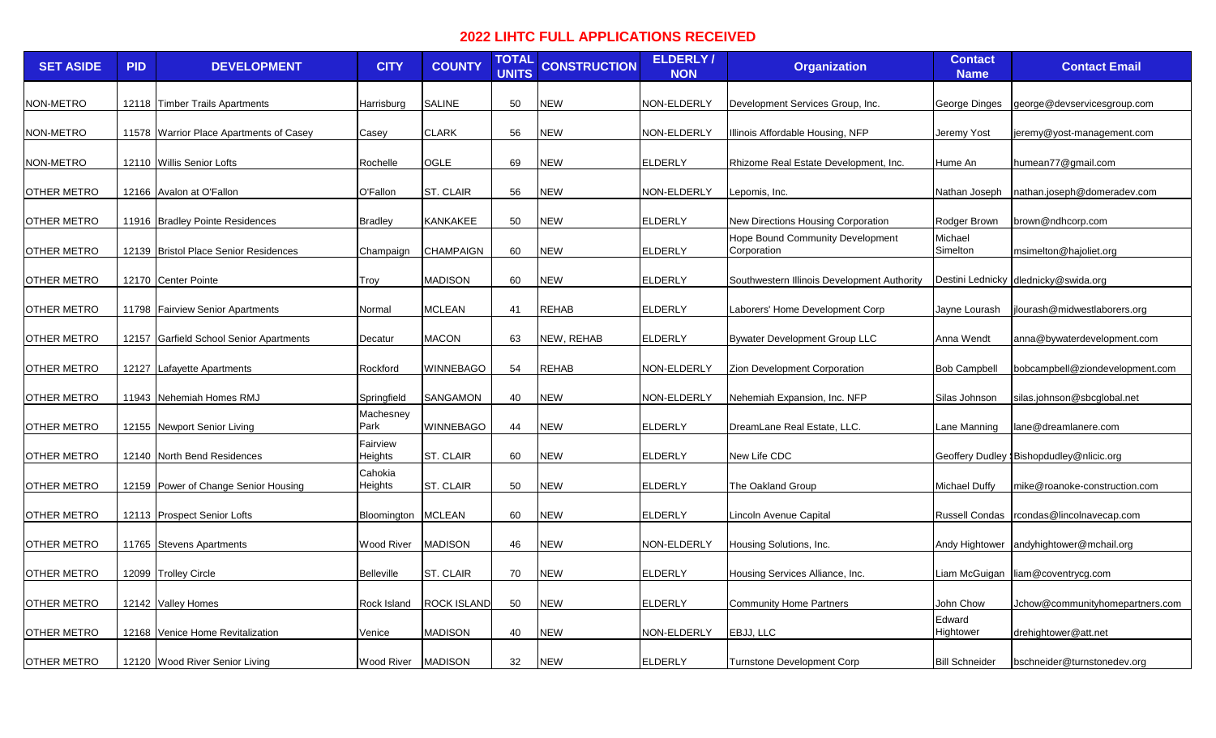## 2022 LIHTC FULL APPLICATIONS RECEIVED

| SET ASIDE | PID | DEVELOPMENT | CITY | COUNTY | TOTAL UNITS | CONSTRUCTION | ELDERLY / NON | Organization | Contact Name | Contact Email |
|---|---|---|---|---|---|---|---|---|---|---|
| NON-METRO | 12118 | Timber Trails Apartments | Harrisburg | SALINE | 50 | NEW | NON-ELDERLY | Development Services Group, Inc. | George Dinges | george@devservicesgroup.com |
| NON-METRO | 11578 | Warrior Place Apartments of Casey | Casey | CLARK | 56 | NEW | NON-ELDERLY | Illinois Affordable Housing, NFP | Jeremy Yost | jeremy@yost-management.com |
| NON-METRO | 12110 | Willis Senior Lofts | Rochelle | OGLE | 69 | NEW | ELDERLY | Rhizome Real Estate Development, Inc. | Hume An | humean77@gmail.com |
| OTHER METRO | 12166 | Avalon at O'Fallon | O'Fallon | ST. CLAIR | 56 | NEW | NON-ELDERLY | Lepomis, Inc. | Nathan Joseph | nathan.joseph@domeradev.com |
| OTHER METRO | 11916 | Bradley Pointe Residences | Bradley | KANKAKEE | 50 | NEW | ELDERLY | New Directions Housing Corporation | Rodger Brown | brown@ndhcorp.com |
| OTHER METRO | 12139 | Bristol Place Senior Residences | Champaign | CHAMPAIGN | 60 | NEW | ELDERLY | Hope Bound Community Development Corporation | Michael Simelton | msimelton@hajoliet.org |
| OTHER METRO | 12170 | Center Pointe | Troy | MADISON | 60 | NEW | ELDERLY | Southwestern Illinois Development Authority | Destini Lednicky | dlednicky@swida.org |
| OTHER METRO | 11798 | Fairview Senior Apartments | Normal | MCLEAN | 41 | REHAB | ELDERLY | Laborers' Home Development Corp | Jayne Lourash | jlourash@midwestlaborers.org |
| OTHER METRO | 12157 | Garfield School Senior Apartments | Decatur | MACON | 63 | NEW, REHAB | ELDERLY | Bywater Development Group LLC | Anna Wendt | anna@bywaterdevelopment.com |
| OTHER METRO | 12127 | Lafayette Apartments | Rockford | WINNEBAGO | 54 | REHAB | NON-ELDERLY | Zion Development Corporation | Bob Campbell | bobcampbell@ziondevelopment.com |
| OTHER METRO | 11943 | Nehemiah Homes RMJ | Springfield | SANGAMON | 40 | NEW | NON-ELDERLY | Nehemiah Expansion, Inc. NFP | Silas Johnson | silas.johnson@sbcglobal.net |
| OTHER METRO | 12155 | Newport Senior Living | Machesney Park | WINNEBAGO | 44 | NEW | ELDERLY | DreamLane Real Estate, LLC. | Lane Manning | lane@dreamlanere.com |
| OTHER METRO | 12140 | North Bend Residences | Fairview Heights | ST. CLAIR | 60 | NEW | ELDERLY | New Life CDC | Geoffrey Dudley | Bishopdudley@nlicic.org |
| OTHER METRO | 12159 | Power of Change Senior Housing | Cahokia Heights | ST. CLAIR | 50 | NEW | ELDERLY | The Oakland Group | Michael Duffy | mike@roanoke-construction.com |
| OTHER METRO | 12113 | Prospect Senior Lofts | Bloomington | MCLEAN | 60 | NEW | ELDERLY | Lincoln Avenue Capital | Russell Condas | rcondas@lincolnavecap.com |
| OTHER METRO | 11765 | Stevens Apartments | Wood River | MADISON | 46 | NEW | NON-ELDERLY | Housing Solutions, Inc. | Andy Hightower | andyhightower@mchail.org |
| OTHER METRO | 12099 | Trolley Circle | Belleville | ST. CLAIR | 70 | NEW | ELDERLY | Housing Services Alliance, Inc. | Liam McGuigan | liam@coventrycg.com |
| OTHER METRO | 12142 | Valley Homes | Rock Island | ROCK ISLAND | 50 | NEW | ELDERLY | Community Home Partners | John Chow | Jchow@communityhomepartners.com |
| OTHER METRO | 12168 | Venice Home Revitalization | Venice | MADISON | 40 | NEW | NON-ELDERLY | EBJJ, LLC | Edward Hightower | drehightower@att.net |
| OTHER METRO | 12120 | Wood River Senior Living | Wood River | MADISON | 32 | NEW | ELDERLY | Turnstone Development Corp | Bill Schneider | bschneider@turnstonedev.org |